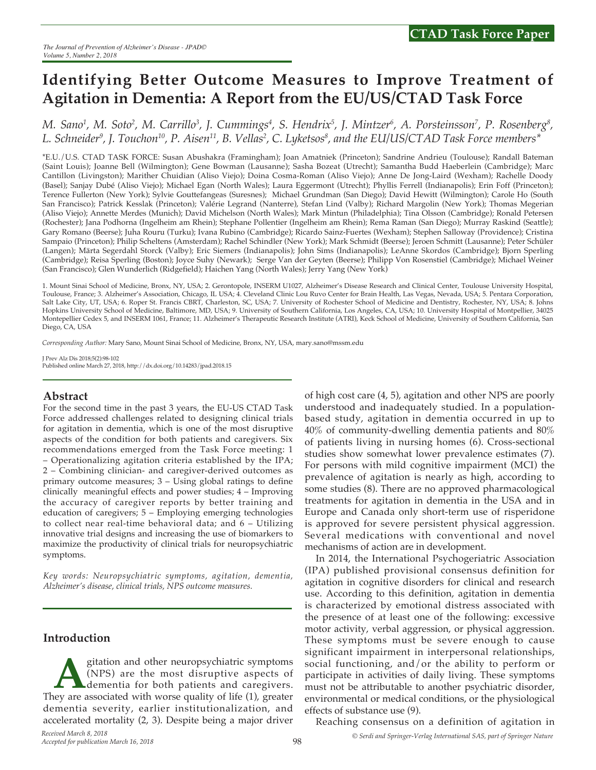CTAD Task Force Paper

# Identifying Better Outcome Measures to Improve Treatment of Agitation in Dementia: A Report from the EU/US/CTAD Task Force

*M. Sano[1], M. Soto[2], M. Carrillo[3], J. Cummings[4], S. Hendrix[5], J. Mintzer[6], A. Porsteinsson[7], P. Rosenberg[8], L. Schneider[9], J. Touchon[10], P. Aisen[11], B. Vellas[2], C. Lyketsos[8], and the EU/US/CTAD Task Force members**

*E.U./U.S. CTAD TASK FORCE: Susan Abushakra (Framingham); Joan Amatniek (Princeton); Sandrine Andrieu (Toulouse); Randall Bateman (Saint Louis); Joanne Bell (Wilmington); Gene Bowman (Lausanne); Sasha Bozeat (Utrecht); Samantha Budd Haeberlein (Cambridge); Marc Cantillon (Livingston); Marither Chuidian (Aliso Viejo); Doina Cosma-Roman (Aliso Viejo); Anne De Jong-Laird (Wexham); Rachelle Doody (Basel); Sanjay Dubé (Aliso Viejo); Michael Egan (North Wales); Laura Eggermont (Utrecht); Phyllis Ferrell (Indianapolis); Erin Foff (Princeton); Terence Fullerton (New York); Sylvie Gouttefangeas (Suresnes); Michael Grundman (San Diego); David Hewitt (Wilmington); Carole Ho (South San Francisco); Patrick Kesslak (Princeton); Valérie Legrand (Nanterre), Stefan Lind (Valby); Richard Margolin (New York); Thomas Megerian (Aliso Viejo); Annette Merdes (Munich); David Michelson (North Wales); Mark Mintun (Philadelphia); Tina Olsson (Cambridge); Ronald Petersen (Rochester); Jana Podhorna (Ingelheim am Rhein); Stephane Pollentier (Ingelheim am Rhein); Rema Raman (San Diego); Murray Raskind (Seattle); Gary Romano (Beerse); Juha Rouru (Turku); Ivana Rubino (Cambridge); Ricardo Sainz-Fuertes (Wexham); Stephen Salloway (Providence); Cristina Sampaio (Princeton); Philip Scheltens (Amsterdam); Rachel Schindler (New York); Mark Schmidt (Beerse); Jeroen Schmitt (Lausanne); Peter Schüler (Langen); Märta Segerdahl Storck (Valby); Eric Siemers (Indianapolis); John Sims (Indianapolis); LeAnne Skordos (Cambridge); Bjorn Sperling (Cambridge); Reisa Sperling (Boston); Joyce Suhy (Newark); Serge Van der Geyten (Beerse); Philipp Von Rosenstiel (Cambridge); Michael Weiner (San Francisco); Glen Wunderlich (Ridgefield); Haichen Yang (North Wales); Jerry Yang (New York)

1. Mount Sinai School of Medicine, Bronx, NY, USA; 2. Gerontopole, INSERM U1027, Alzheimer's Disease Research and Clinical Center, Toulouse University Hospital, Toulouse, France; 3. Alzheimer's Association, Chicago, IL USA; 4. Cleveland Clinic Lou Ruvo Center for Brain Health, Las Vegas, Nevada, USA; 5. Pentara Corporation, Salt Lake City, UT, USA; 6. Roper St. Francis CBRT, Charleston, SC, USA; 7. University of Rochester School of Medicine and Dentistry, Rochester, NY, USA; 8. Johns Hopkins University School of Medicine, Baltimore, MD, USA; 9. University of Southern California, Los Angeles, CA, USA; 10. University Hospital of Montpellier, 34025 Montepellier Cedex 5, and INSERM 1061, France; 11. Alzheimer's Therapeutic Research Institute (ATRI), Keck School of Medicine, University of Southern California, San Diego, CA, USA

*Corresponding Author:* Mary Sano, Mount Sinai School of Medicine, Bronx, NY, USA, mary.sano@mssm.edu

J Prev Alz Dis 2018;5(2):98-102
Published online March 27, 2018, http://dx.doi.org/10.14283/jpad.2018.15

## Abstract

For the second time in the past 3 years, the EU-US CTAD Task Force addressed challenges related to designing clinical trials for agitation in dementia, which is one of the most disruptive aspects of the condition for both patients and caregivers. Six recommendations emerged from the Task Force meeting: 1 – Operationalizing agitation criteria established by the IPA; 2 – Combining clinician- and caregiver-derived outcomes as primary outcome measures; 3 – Using global ratings to define clinically meaningful effects and power studies; 4 – Improving the accuracy of caregiver reports by better training and education of caregivers; 5 – Employing emerging technologies to collect near real-time behavioral data; and 6 – Utilizing innovative trial designs and increasing the use of biomarkers to maximize the productivity of clinical trials for neuropsychiatric symptoms.

*Key words: Neuropsychiatric symptoms, agitation, dementia, Alzheimer's disease, clinical trials, NPS outcome measures.*

## Introduction

Agitation and other neuropsychiatric symptoms (NPS) are the most disruptive aspects of dementia for both patients and caregivers. They are associated with worse quality of life (1), greater dementia severity, earlier institutionalization, and accelerated mortality (2, 3). Despite being a major driver of high cost care (4, 5), agitation and other NPS are poorly understood and inadequately studied. In a population-based study, agitation in dementia occurred in up to 40% of community-dwelling dementia patients and 80% of patients living in nursing homes (6). Cross-sectional studies show somewhat lower prevalence estimates (7). For persons with mild cognitive impairment (MCI) the prevalence of agitation is nearly as high, according to some studies (8). There are no approved pharmacological treatments for agitation in dementia in the USA and in Europe and Canada only short-term use of risperidone is approved for severe persistent physical aggression. Several medications with conventional and novel mechanisms of action are in development.

In 2014, the International Psychogeriatric Association (IPA) published provisional consensus definition for agitation in cognitive disorders for clinical and research use. According to this definition, agitation in dementia is characterized by emotional distress associated with the presence of at least one of the following: excessive motor activity, verbal aggression, or physical aggression. These symptoms must be severe enough to cause significant impairment in interpersonal relationships, social functioning, and/or the ability to perform or participate in activities of daily living. These symptoms must not be attributable to another psychiatric disorder, environmental or medical conditions, or the physiological effects of substance use (9).

Reaching consensus on a definition of agitation in

*Received March 8, 2018*
*Accepted for publication March 16, 2018*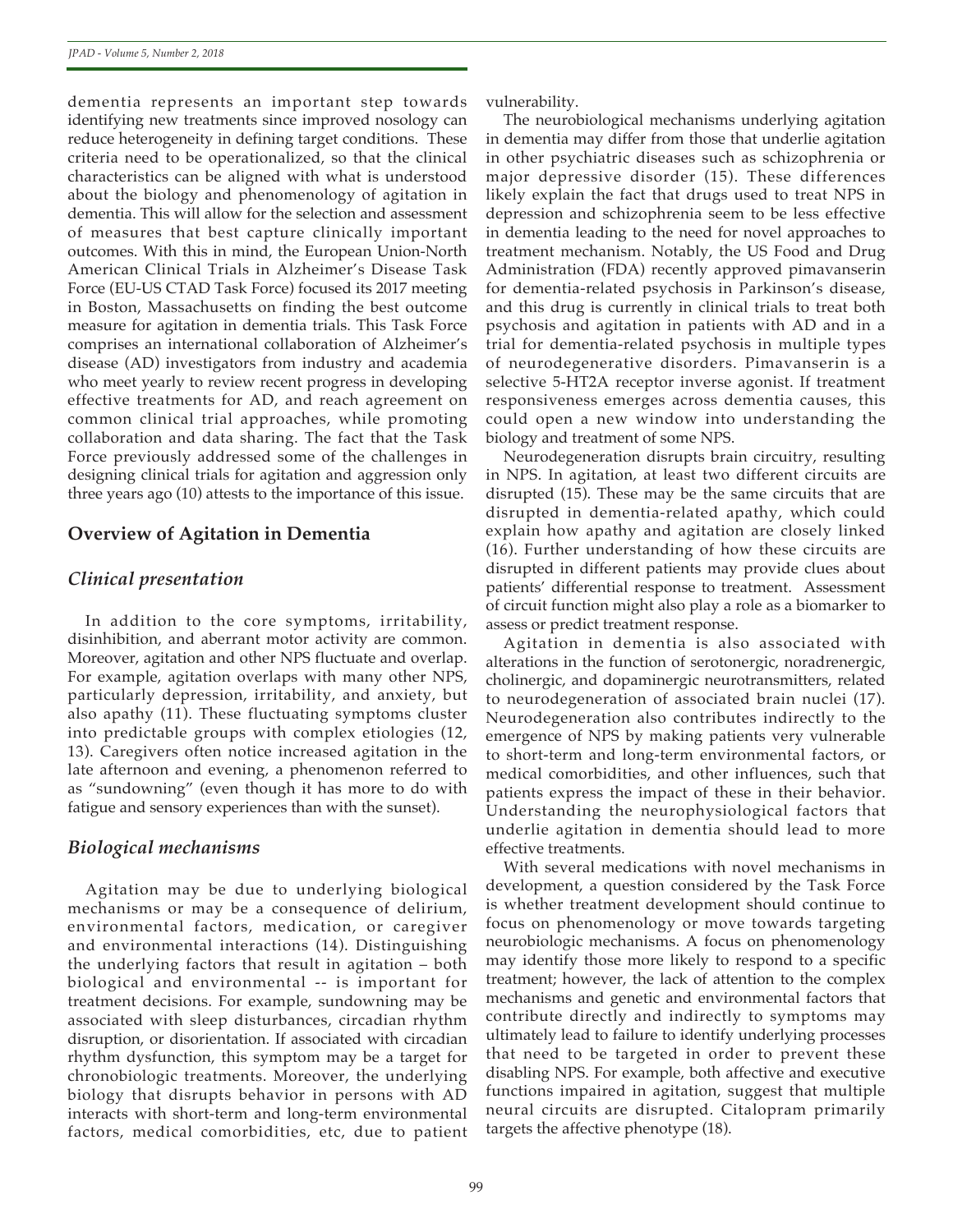dementia represents an important step towards identifying new treatments since improved nosology can reduce heterogeneity in defining target conditions. These criteria need to be operationalized, so that the clinical characteristics can be aligned with what is understood about the biology and phenomenology of agitation in dementia. This will allow for the selection and assessment of measures that best capture clinically important outcomes. With this in mind, the European Union-North American Clinical Trials in Alzheimer's Disease Task Force (EU-US CTAD Task Force) focused its 2017 meeting in Boston, Massachusetts on finding the best outcome measure for agitation in dementia trials. This Task Force comprises an international collaboration of Alzheimer's disease (AD) investigators from industry and academia who meet yearly to review recent progress in developing effective treatments for AD, and reach agreement on common clinical trial approaches, while promoting collaboration and data sharing. The fact that the Task Force previously addressed some of the challenges in designing clinical trials for agitation and aggression only three years ago (10) attests to the importance of this issue.

## Overview of Agitation in Dementia

### *Clinical presentation*

In addition to the core symptoms, irritability, disinhibition, and aberrant motor activity are common. Moreover, agitation and other NPS fluctuate and overlap. For example, agitation overlaps with many other NPS, particularly depression, irritability, and anxiety, but also apathy (11). These fluctuating symptoms cluster into predictable groups with complex etiologies (12, 13). Caregivers often notice increased agitation in the late afternoon and evening, a phenomenon referred to as "sundowning" (even though it has more to do with fatigue and sensory experiences than with the sunset).

### *Biological mechanisms*

Agitation may be due to underlying biological mechanisms or may be a consequence of delirium, environmental factors, medication, or caregiver and environmental interactions (14). Distinguishing the underlying factors that result in agitation – both biological and environmental -- is important for treatment decisions. For example, sundowning may be associated with sleep disturbances, circadian rhythm disruption, or disorientation. If associated with circadian rhythm dysfunction, this symptom may be a target for chronobiologic treatments. Moreover, the underlying biology that disrupts behavior in persons with AD interacts with short-term and long-term environmental factors, medical comorbidities, etc, due to patient vulnerability.

The neurobiological mechanisms underlying agitation in dementia may differ from those that underlie agitation in other psychiatric diseases such as schizophrenia or major depressive disorder (15). These differences likely explain the fact that drugs used to treat NPS in depression and schizophrenia seem to be less effective in dementia leading to the need for novel approaches to treatment mechanism. Notably, the US Food and Drug Administration (FDA) recently approved pimavanserin for dementia-related psychosis in Parkinson's disease, and this drug is currently in clinical trials to treat both psychosis and agitation in patients with AD and in a trial for dementia-related psychosis in multiple types of neurodegenerative disorders. Pimavanserin is a selective 5-HT2A receptor inverse agonist. If treatment responsiveness emerges across dementia causes, this could open a new window into understanding the biology and treatment of some NPS.

Neurodegeneration disrupts brain circuitry, resulting in NPS. In agitation, at least two different circuits are disrupted (15). These may be the same circuits that are disrupted in dementia-related apathy, which could explain how apathy and agitation are closely linked (16). Further understanding of how these circuits are disrupted in different patients may provide clues about patients' differential response to treatment. Assessment of circuit function might also play a role as a biomarker to assess or predict treatment response.

Agitation in dementia is also associated with alterations in the function of serotonergic, noradrenergic, cholinergic, and dopaminergic neurotransmitters, related to neurodegeneration of associated brain nuclei (17). Neurodegeneration also contributes indirectly to the emergence of NPS by making patients very vulnerable to short-term and long-term environmental factors, or medical comorbidities, and other influences, such that patients express the impact of these in their behavior. Understanding the neurophysiological factors that underlie agitation in dementia should lead to more effective treatments.

With several medications with novel mechanisms in development, a question considered by the Task Force is whether treatment development should continue to focus on phenomenology or move towards targeting neurobiologic mechanisms. A focus on phenomenology may identify those more likely to respond to a specific treatment; however, the lack of attention to the complex mechanisms and genetic and environmental factors that contribute directly and indirectly to symptoms may ultimately lead to failure to identify underlying processes that need to be targeted in order to prevent these disabling NPS. For example, both affective and executive functions impaired in agitation, suggest that multiple neural circuits are disrupted. Citalopram primarily targets the affective phenotype (18).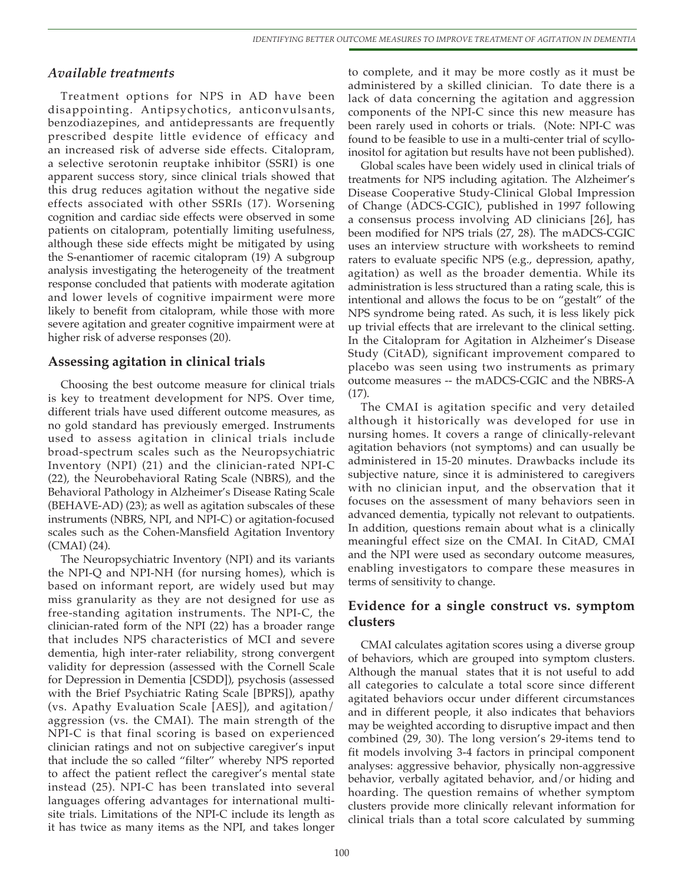### *Available treatments*

Treatment options for NPS in AD have been disappointing. Antipsychotics, anticonvulsants, benzodiazepines, and antidepressants are frequently prescribed despite little evidence of efficacy and an increased risk of adverse side effects. Citalopram, a selective serotonin reuptake inhibitor (SSRI) is one apparent success story, since clinical trials showed that this drug reduces agitation without the negative side effects associated with other SSRIs (17). Worsening cognition and cardiac side effects were observed in some patients on citalopram, potentially limiting usefulness, although these side effects might be mitigated by using the S-enantiomer of racemic citalopram (19) A subgroup analysis investigating the heterogeneity of the treatment response concluded that patients with moderate agitation and lower levels of cognitive impairment were more likely to benefit from citalopram, while those with more severe agitation and greater cognitive impairment were at higher risk of adverse responses (20).

## Assessing agitation in clinical trials

Choosing the best outcome measure for clinical trials is key to treatment development for NPS. Over time, different trials have used different outcome measures, as no gold standard has previously emerged. Instruments used to assess agitation in clinical trials include broad-spectrum scales such as the Neuropsychiatric Inventory (NPI) (21) and the clinician-rated NPI-C (22), the Neurobehavioral Rating Scale (NBRS), and the Behavioral Pathology in Alzheimer's Disease Rating Scale (BEHAVE-AD) (23); as well as agitation subscales of these instruments (NBRS, NPI, and NPI-C) or agitation-focused scales such as the Cohen-Mansfield Agitation Inventory (CMAI) (24).

The Neuropsychiatric Inventory (NPI) and its variants the NPI-Q and NPI-NH (for nursing homes), which is based on informant report, are widely used but may miss granularity as they are not designed for use as free-standing agitation instruments. The NPI-C, the clinician-rated form of the NPI (22) has a broader range that includes NPS characteristics of MCI and severe dementia, high inter-rater reliability, strong convergent validity for depression (assessed with the Cornell Scale for Depression in Dementia [CSDD]), psychosis (assessed with the Brief Psychiatric Rating Scale [BPRS]), apathy (vs. Apathy Evaluation Scale [AES]), and agitation/aggression (vs. the CMAI). The main strength of the NPI-C is that final scoring is based on experienced clinician ratings and not on subjective caregiver's input that include the so called "filter" whereby NPS reported to affect the patient reflect the caregiver's mental state instead (25). NPI-C has been translated into several languages offering advantages for international multi-site trials. Limitations of the NPI-C include its length as it has twice as many items as the NPI, and takes longer to complete, and it may be more costly as it must be administered by a skilled clinician. To date there is a lack of data concerning the agitation and aggression components of the NPI-C since this new measure has been rarely used in cohorts or trials. (Note: NPI-C was found to be feasible to use in a multi-center trial of scyllo-inositol for agitation but results have not been published).

Global scales have been widely used in clinical trials of treatments for NPS including agitation. The Alzheimer's Disease Cooperative Study-Clinical Global Impression of Change (ADCS-CGIC), published in 1997 following a consensus process involving AD clinicians [26], has been modified for NPS trials (27, 28). The mADCS-CGIC uses an interview structure with worksheets to remind raters to evaluate specific NPS (e.g., depression, apathy, agitation) as well as the broader dementia. While its administration is less structured than a rating scale, this is intentional and allows the focus to be on "gestalt" of the NPS syndrome being rated. As such, it is less likely pick up trivial effects that are irrelevant to the clinical setting. In the Citalopram for Agitation in Alzheimer's Disease Study (CitAD), significant improvement compared to placebo was seen using two instruments as primary outcome measures -- the mADCS-CGIC and the NBRS-A (17).

The CMAI is agitation specific and very detailed although it historically was developed for use in nursing homes. It covers a range of clinically-relevant agitation behaviors (not symptoms) and can usually be administered in 15-20 minutes. Drawbacks include its subjective nature, since it is administered to caregivers with no clinician input, and the observation that it focuses on the assessment of many behaviors seen in advanced dementia, typically not relevant to outpatients. In addition, questions remain about what is a clinically meaningful effect size on the CMAI. In CitAD, CMAI and the NPI were used as secondary outcome measures, enabling investigators to compare these measures in terms of sensitivity to change.

## Evidence for a single construct vs. symptom clusters

CMAI calculates agitation scores using a diverse group of behaviors, which are grouped into symptom clusters. Although the manual states that it is not useful to add all categories to calculate a total score since different agitated behaviors occur under different circumstances and in different people, it also indicates that behaviors may be weighted according to disruptive impact and then combined (29, 30). The long version's 29-items tend to fit models involving 3-4 factors in principal component analyses: aggressive behavior, physically non-aggressive behavior, verbally agitated behavior, and/or hiding and hoarding. The question remains of whether symptom clusters provide more clinically relevant information for clinical trials than a total score calculated by summing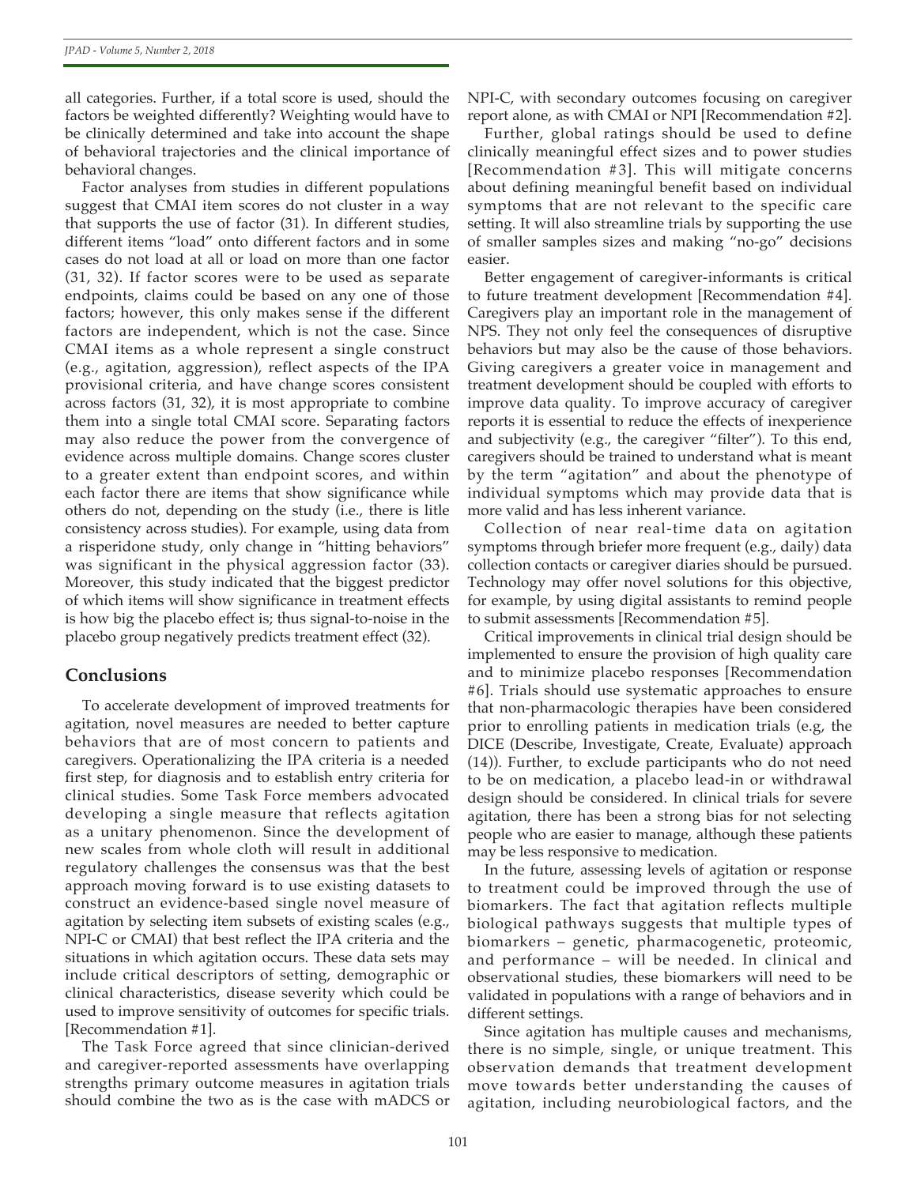all categories. Further, if a total score is used, should the factors be weighted differently? Weighting would have to be clinically determined and take into account the shape of behavioral trajectories and the clinical importance of behavioral changes.

Factor analyses from studies in different populations suggest that CMAI item scores do not cluster in a way that supports the use of factor (31). In different studies, different items "load" onto different factors and in some cases do not load at all or load on more than one factor (31, 32). If factor scores were to be used as separate endpoints, claims could be based on any one of those factors; however, this only makes sense if the different factors are independent, which is not the case. Since CMAI items as a whole represent a single construct (e.g., agitation, aggression), reflect aspects of the IPA provisional criteria, and have change scores consistent across factors (31, 32), it is most appropriate to combine them into a single total CMAI score. Separating factors may also reduce the power from the convergence of evidence across multiple domains. Change scores cluster to a greater extent than endpoint scores, and within each factor there are items that show significance while others do not, depending on the study (i.e., there is litle consistency across studies). For example, using data from a risperidone study, only change in "hitting behaviors" was significant in the physical aggression factor (33). Moreover, this study indicated that the biggest predictor of which items will show significance in treatment effects is how big the placebo effect is; thus signal-to-noise in the placebo group negatively predicts treatment effect (32).

## Conclusions

To accelerate development of improved treatments for agitation, novel measures are needed to better capture behaviors that are of most concern to patients and caregivers. Operationalizing the IPA criteria is a needed first step, for diagnosis and to establish entry criteria for clinical studies. Some Task Force members advocated developing a single measure that reflects agitation as a unitary phenomenon. Since the development of new scales from whole cloth will result in additional regulatory challenges the consensus was that the best approach moving forward is to use existing datasets to construct an evidence-based single novel measure of agitation by selecting item subsets of existing scales (e.g., NPI-C or CMAI) that best reflect the IPA criteria and the situations in which agitation occurs. These data sets may include critical descriptors of setting, demographic or clinical characteristics, disease severity which could be used to improve sensitivity of outcomes for specific trials. [Recommendation #1].

The Task Force agreed that since clinician-derived and caregiver-reported assessments have overlapping strengths primary outcome measures in agitation trials should combine the two as is the case with mADCS or NPI-C, with secondary outcomes focusing on caregiver report alone, as with CMAI or NPI [Recommendation #2].

Further, global ratings should be used to define clinically meaningful effect sizes and to power studies [Recommendation #3]. This will mitigate concerns about defining meaningful benefit based on individual symptoms that are not relevant to the specific care setting. It will also streamline trials by supporting the use of smaller samples sizes and making "no-go" decisions easier.

Better engagement of caregiver-informants is critical to future treatment development [Recommendation #4]. Caregivers play an important role in the management of NPS. They not only feel the consequences of disruptive behaviors but may also be the cause of those behaviors. Giving caregivers a greater voice in management and treatment development should be coupled with efforts to improve data quality. To improve accuracy of caregiver reports it is essential to reduce the effects of inexperience and subjectivity (e.g., the caregiver "filter"). To this end, caregivers should be trained to understand what is meant by the term "agitation" and about the phenotype of individual symptoms which may provide data that is more valid and has less inherent variance.

Collection of near real-time data on agitation symptoms through briefer more frequent (e.g., daily) data collection contacts or caregiver diaries should be pursued. Technology may offer novel solutions for this objective, for example, by using digital assistants to remind people to submit assessments [Recommendation #5].

Critical improvements in clinical trial design should be implemented to ensure the provision of high quality care and to minimize placebo responses [Recommendation #6]. Trials should use systematic approaches to ensure that non-pharmacologic therapies have been considered prior to enrolling patients in medication trials (e.g, the DICE (Describe, Investigate, Create, Evaluate) approach (14)). Further, to exclude participants who do not need to be on medication, a placebo lead-in or withdrawal design should be considered. In clinical trials for severe agitation, there has been a strong bias for not selecting people who are easier to manage, although these patients may be less responsive to medication.

In the future, assessing levels of agitation or response to treatment could be improved through the use of biomarkers. The fact that agitation reflects multiple biological pathways suggests that multiple types of biomarkers – genetic, pharmacogenetic, proteomic, and performance – will be needed. In clinical and observational studies, these biomarkers will need to be validated in populations with a range of behaviors and in different settings.

Since agitation has multiple causes and mechanisms, there is no simple, single, or unique treatment. This observation demands that treatment development move towards better understanding the causes of agitation, including neurobiological factors, and the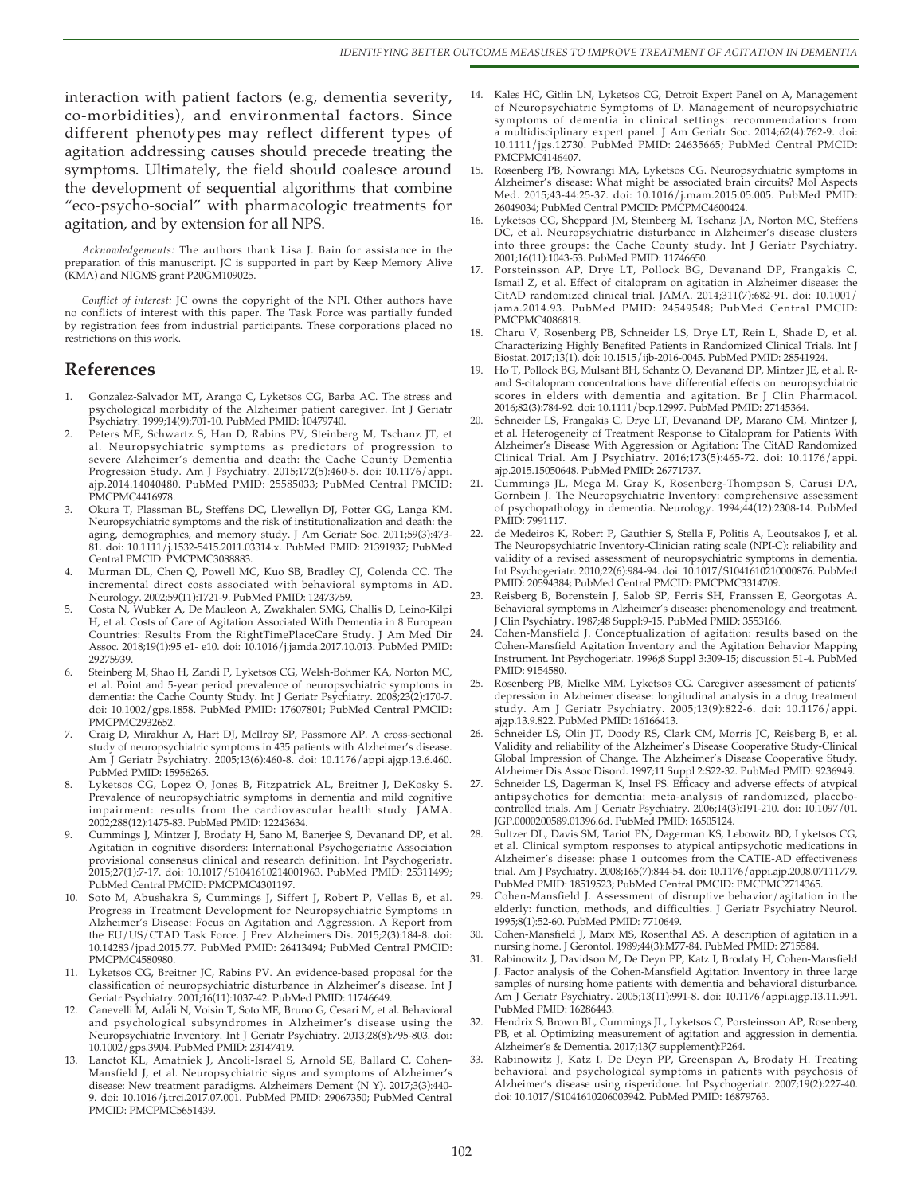interaction with patient factors (e.g, dementia severity, co-morbidities), and environmental factors. Since different phenotypes may reflect different types of agitation addressing causes should precede treating the symptoms. Ultimately, the field should coalesce around the development of sequential algorithms that combine "eco-psycho-social" with pharmacologic treatments for agitation, and by extension for all NPS.

*Acknowledgements:* The authors thank Lisa J. Bain for assistance in the preparation of this manuscript. JC is supported in part by Keep Memory Alive (KMA) and NIGMS grant P20GM109025.

*Conflict of interest:* JC owns the copyright of the NPI. Other authors have no conflicts of interest with this paper. The Task Force was partially funded by registration fees from industrial participants. These corporations placed no restrictions on this work.

## References

1. Gonzalez-Salvador MT, Arango C, Lyketsos CG, Barba AC. The stress and psychological morbidity of the Alzheimer patient caregiver. Int J Geriatr Psychiatry. 1999;14(9):701-10. PubMed PMID: 10479740.
2. Peters ME, Schwartz S, Han D, Rabins PV, Steinberg M, Tschanz JT, et al. Neuropsychiatric symptoms as predictors of progression to severe Alzheimer's dementia and death: the Cache County Dementia Progression Study. Am J Psychiatry. 2015;172(5):460-5. doi: 10.1176/appi.ajp.2014.14040480. PubMed PMID: 25585033; PubMed Central PMCID: PMCPMC4416978.
3. Okura T, Plassman BL, Steffens DC, Llewellyn DJ, Potter GG, Langa KM. Neuropsychiatric symptoms and the risk of institutionalization and death: the aging, demographics, and memory study. J Am Geriatr Soc. 2011;59(3):473-81. doi: 10.1111/j.1532-5415.2011.03314.x. PubMed PMID: 21391937; PubMed Central PMCID: PMCPMC3088883.
4. Murman DL, Chen Q, Powell MC, Kuo SB, Bradley CJ, Colenda CC. The incremental direct costs associated with behavioral symptoms in AD. Neurology. 2002;59(11):1721-9. PubMed PMID: 12473759.
5. Costa N, Wubker A, De Mauleon A, Zwakhalen SMG, Challis D, Leino-Kilpi H, et al. Costs of Care of Agitation Associated With Dementia in 8 European Countries: Results From the RightTimePlaceCare Study. J Am Med Dir Assoc. 2018;19(1):95 e1- e10. doi: 10.1016/j.jamda.2017.10.013. PubMed PMID: 29275939.
6. Steinberg M, Shao H, Zandi P, Lyketsos CG, Welsh-Bohmer KA, Norton MC, et al. Point and 5-year period prevalence of neuropsychiatric symptoms in dementia: the Cache County Study. Int J Geriatr Psychiatry. 2008;23(2):170-7. doi: 10.1002/gps.1858. PubMed PMID: 17607801; PubMed Central PMCID: PMCPMC2932652.
7. Craig D, Mirakhur A, Hart DJ, McIlroy SP, Passmore AP. A cross-sectional study of neuropsychiatric symptoms in 435 patients with Alzheimer's disease. Am J Geriatr Psychiatry. 2005;13(6):460-8. doi: 10.1176/appi.ajgp.13.6.460. PubMed PMID: 15956265.
8. Lyketsos CG, Lopez O, Jones B, Fitzpatrick AL, Breitner J, DeKosky S. Prevalence of neuropsychiatric symptoms in dementia and mild cognitive impairment: results from the cardiovascular health study. JAMA. 2002;288(12):1475-83. PubMed PMID: 12243634.
9. Cummings J, Mintzer J, Brodaty H, Sano M, Banerjee S, Devanand DP, et al. Agitation in cognitive disorders: International Psychogeriatric Association provisional consensus clinical and research definition. Int Psychogeriatr. 2015;27(1):7-17. doi: 10.1017/S1041610214001963. PubMed PMID: 25311499; PubMed Central PMCID: PMCPMC4301197.
10. Soto M, Abushakra S, Cummings J, Siffert J, Robert P, Vellas B, et al. Progress in Treatment Development for Neuropsychiatric Symptoms in Alzheimer's Disease: Focus on Agitation and Aggression. A Report from the EU/US/CTAD Task Force. J Prev Alzheimers Dis. 2015;2(3):184-8. doi: 10.14283/jpad.2015.77. PubMed PMID: 26413494; PubMed Central PMCID: PMCPMC4580980.
11. Lyketsos CG, Breitner JC, Rabins PV. An evidence-based proposal for the classification of neuropsychiatric disturbance in Alzheimer's disease. Int J Geriatr Psychiatry. 2001;16(11):1037-42. PubMed PMID: 11746649.
12. Canevelli M, Adali N, Voisin T, Soto ME, Bruno G, Cesari M, et al. Behavioral and psychological subsyndromes in Alzheimer's disease using the Neuropsychiatric Inventory. Int J Geriatr Psychiatry. 2013;28(8):795-803. doi: 10.1002/gps.3904. PubMed PMID: 23147419.
13. Lanctot KL, Amatniek J, Ancoli-Israel S, Arnold SE, Ballard C, Cohen-Mansfield J, et al. Neuropsychiatric signs and symptoms of Alzheimer's disease: New treatment paradigms. Alzheimers Dement (N Y). 2017;3(3):440-9. doi: 10.1016/j.trci.2017.07.001. PubMed PMID: 29067350; PubMed Central PMCID: PMCPMC5651439.
14. Kales HC, Gitlin LN, Lyketsos CG, Detroit Expert Panel on A, Management of Neuropsychiatric Symptoms of D. Management of neuropsychiatric symptoms of dementia in clinical settings: recommendations from a multidisciplinary expert panel. J Am Geriatr Soc. 2014;62(4):762-9. doi: 10.1111/jgs.12730. PubMed PMID: 24635665; PubMed Central PMCID: PMCPMC4146407.
15. Rosenberg PB, Nowrangi MA, Lyketsos CG. Neuropsychiatric symptoms in Alzheimer's disease: What might be associated brain circuits? Mol Aspects Med. 2015;43-44:25-37. doi: 10.1016/j.mam.2015.05.005. PubMed PMID: 26049034; PubMed Central PMCID: PMCPMC4600424.
16. Lyketsos CG, Sheppard JM, Steinberg M, Tschanz JA, Norton MC, Steffens DC, et al. Neuropsychiatric disturbance in Alzheimer's disease clusters into three groups: the Cache County study. Int J Geriatr Psychiatry. 2001;16(11):1043-53. PubMed PMID: 11746650.
17. Porsteinsson AP, Drye LT, Pollock BG, Devanand DP, Frangakis C, Ismail Z, et al. Effect of citalopram on agitation in Alzheimer disease: the CitAD randomized clinical trial. JAMA. 2014;311(7):682-91. doi: 10.1001/jama.2014.93. PubMed PMID: 24549548; PubMed Central PMCID: PMCPMC4086818.
18. Charu V, Rosenberg PB, Schneider LS, Drye LT, Rein L, Shade D, et al. Characterizing Highly Benefited Patients in Randomized Clinical Trials. Int J Biostat. 2017;13(1). doi: 10.1515/ijb-2016-0045. PubMed PMID: 28541924.
19. Ho T, Pollock BG, Mulsant BH, Schantz O, Devanand DP, Mintzer JE, et al. R- and S-citalopram concentrations have differential effects on neuropsychiatric scores in elders with dementia and agitation. Br J Clin Pharmacol. 2016;82(3):784-92. doi: 10.1111/bcp.12997. PubMed PMID: 27145364.
20. Schneider LS, Frangakis C, Drye LT, Devanand DP, Marano CM, Mintzer J, et al. Heterogeneity of Treatment Response to Citalopram for Patients With Alzheimer's Disease With Aggression or Agitation: The CitAD Randomized Clinical Trial. Am J Psychiatry. 2016;173(5):465-72. doi: 10.1176/appi.ajp.2015.15050648. PubMed PMID: 26771737.
21. Cummings JL, Mega M, Gray K, Rosenberg-Thompson S, Carusi DA, Gornbein J. The Neuropsychiatric Inventory: comprehensive assessment of psychopathology in dementia. Neurology. 1994;44(12):2308-14. PubMed PMID: 7991117.
22. de Medeiros K, Robert P, Gauthier S, Stella F, Politis A, Leoutsakos J, et al. The Neuropsychiatric Inventory-Clinician rating scale (NPI-C): reliability and validity of a revised assessment of neuropsychiatric symptoms in dementia. Int Psychogeriatr. 2010;22(6):984-94. doi: 10.1017/S1041610210000876. PubMed PMID: 20594384; PubMed Central PMCID: PMCPMC3314709.
23. Reisberg B, Borenstein J, Salob SP, Ferris SH, Franssen E, Georgotas A. Behavioral symptoms in Alzheimer's disease: phenomenology and treatment. J Clin Psychiatry. 1987;48 Suppl:9-15. PubMed PMID: 3553166.
24. Cohen-Mansfield J. Conceptualization of agitation: results based on the Cohen-Mansfield Agitation Inventory and the Agitation Behavior Mapping Instrument. Int Psychogeriatr. 1996;8 Suppl 3:309-15; discussion 51-4. PubMed PMID: 9154580.
25. Rosenberg PB, Mielke MM, Lyketsos CG. Caregiver assessment of patients' depression in Alzheimer disease: longitudinal analysis in a drug treatment study. Am J Geriatr Psychiatry. 2005;13(9):822-6. doi: 10.1176/appi.ajgp.13.9.822. PubMed PMID: 16166413.
26. Schneider LS, Olin JT, Doody RS, Clark CM, Morris JC, Reisberg B, et al. Validity and reliability of the Alzheimer's Disease Cooperative Study-Clinical Global Impression of Change. The Alzheimer's Disease Cooperative Study. Alzheimer Dis Assoc Disord. 1997;11 Suppl 2:S22-32. PubMed PMID: 9236949.
27. Schneider LS, Dagerman K, Insel PS. Efficacy and adverse effects of atypical antipsychotics for dementia: meta-analysis of randomized, placebo-controlled trials. Am J Geriatr Psychiatry. 2006;14(3):191-210. doi: 10.1097/01.JGP.0000200589.01396.6d. PubMed PMID: 16505124.
28. Sultzer DL, Davis SM, Tariot PN, Dagerman KS, Lebowitz BD, Lyketsos CG, et al. Clinical symptom responses to atypical antipsychotic medications in Alzheimer's disease: phase 1 outcomes from the CATIE-AD effectiveness trial. Am J Psychiatry. 2008;165(7):844-54. doi: 10.1176/appi.ajp.2008.07111779. PubMed PMID: 18519523; PubMed Central PMCID: PMCPMC2714365.
29. Cohen-Mansfield J. Assessment of disruptive behavior/agitation in the elderly: function, methods, and difficulties. J Geriatr Psychiatry Neurol. 1995;8(1):52-60. PubMed PMID: 7710649.
30. Cohen-Mansfield J, Marx MS, Rosenthal AS. A description of agitation in a nursing home. J Gerontol. 1989;44(3):M77-84. PubMed PMID: 2715584.
31. Rabinowitz J, Davidson M, De Deyn PP, Katz I, Brodaty H, Cohen-Mansfield J. Factor analysis of the Cohen-Mansfield Agitation Inventory in three large samples of nursing home patients with dementia and behavioral disturbance. Am J Geriatr Psychiatry. 2005;13(11):991-8. doi: 10.1176/appi.ajgp.13.11.991. PubMed PMID: 16286443.
32. Hendrix S, Brown BL, Cummings JL, Lyketsos C, Porsteinsson AP, Rosenberg PB, et al. Optimizing measurement of agitation and aggression in dementia. Alzheimer's & Dementia. 2017;13(7 supplement):P264.
33. Rabinowitz J, Katz I, De Deyn PP, Greenspan A, Brodaty H. Treating behavioral and psychological symptoms in patients with psychosis of Alzheimer's disease using risperidone. Int Psychogeriatr. 2007;19(2):227-40. doi: 10.1017/S1041610206003942. PubMed PMID: 16879763.